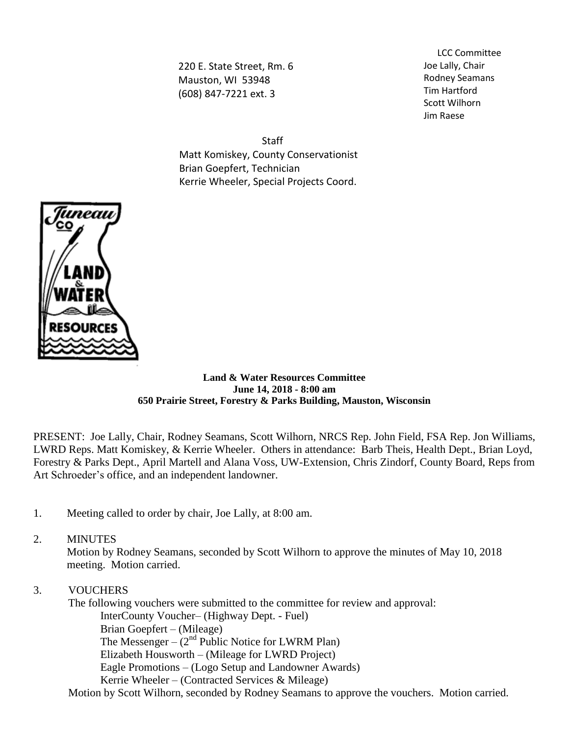220 E. State Street, Rm. 6
Mauston, WI 53948
(608) 847-7221 ext. 3

LCC Committee
Joe Lally, Chair
Rodney Seamans
Tim Hartford
Scott Wilhorn
Jim Raese

Staff
Matt Komiskey, County Conservationist
Brian Goepfert, Technician
Kerrie Wheeler, Special Projects Coord.

**Land & Water Resources Committee**
**June 14, 2018 - 8:00 am**
**650 Prairie Street, Forestry & Parks Building, Mauston, Wisconsin**

PRESENT: Joe Lally, Chair, Rodney Seamans, Scott Wilhorn, NRCS Rep. John Field, FSA Rep. Jon Williams, LWRD Reps. Matt Komiskey, & Kerrie Wheeler. Others in attendance: Barb Theis, Health Dept., Brian Loyd, Forestry & Parks Dept., April Martell and Alana Voss, UW-Extension, Chris Zindorf, County Board, Reps from Art Schroeder's office, and an independent landowner.

1. Meeting called to order by chair, Joe Lally, at 8:00 am.

2. MINUTES
   Motion by Rodney Seamans, seconded by Scott Wilhorn to approve the minutes of May 10, 2018 meeting. Motion carried.

3. VOUCHERS
   The following vouchers were submitted to the committee for review and approval:
   - InterCounty Voucher– (Highway Dept. - Fuel)
   - Brian Goepfert – (Mileage)
   - The Messenger – (2nd Public Notice for LWRM Plan)
   - Elizabeth Housworth – (Mileage for LWRD Project)
   - Eagle Promotions – (Logo Setup and Landowner Awards)
   - Kerrie Wheeler – (Contracted Services & Mileage)

   Motion by Scott Wilhorn, seconded by Rodney Seamans to approve the vouchers. Motion carried.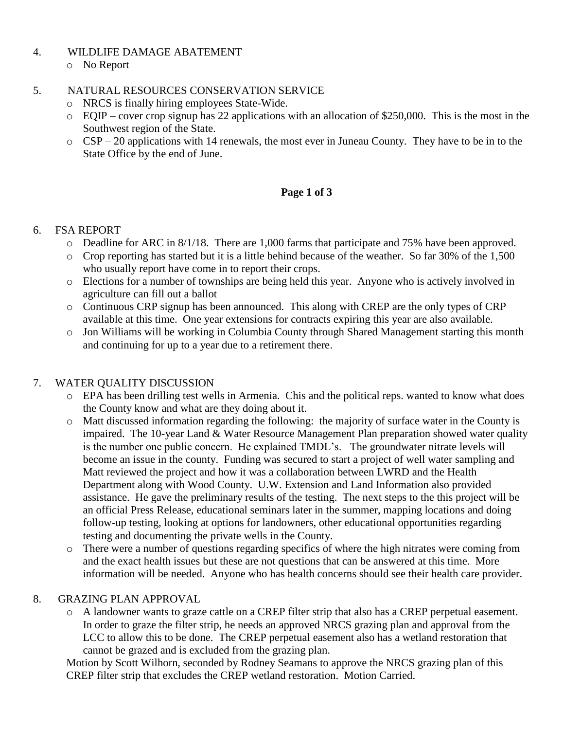4. WILDLIFE DAMAGE ABATEMENT
   - No Report

5. NATURAL RESOURCES CONSERVATION SERVICE
   - NRCS is finally hiring employees State-Wide.
   - EQIP – cover crop signup has 22 applications with an allocation of $250,000. This is the most in the Southwest region of the State.
   - CSP – 20 applications with 14 renewals, the most ever in Juneau County. They have to be in to the State Office by the end of June.

6. FSA REPORT
   - Deadline for ARC in 8/1/18. There are 1,000 farms that participate and 75% have been approved.
   - Crop reporting has started but it is a little behind because of the weather. So far 30% of the 1,500 who usually report have come in to report their crops.
   - Elections for a number of townships are being held this year. Anyone who is actively involved in agriculture can fill out a ballot
   - Continuous CRP signup has been announced. This along with CREP are the only types of CRP available at this time. One year extensions for contracts expiring this year are also available.
   - Jon Williams will be working in Columbia County through Shared Management starting this month and continuing for up to a year due to a retirement there.

7. WATER QUALITY DISCUSSION
   - EPA has been drilling test wells in Armenia. Chis and the political reps. wanted to know what does the County know and what are they doing about it.
   - Matt discussed information regarding the following: the majority of surface water in the County is impaired. The 10-year Land & Water Resource Management Plan preparation showed water quality is the number one public concern. He explained TMDL's. The groundwater nitrate levels will become an issue in the county. Funding was secured to start a project of well water sampling and Matt reviewed the project and how it was a collaboration between LWRD and the Health Department along with Wood County. U.W. Extension and Land Information also provided assistance. He gave the preliminary results of the testing. The next steps to the this project will be an official Press Release, educational seminars later in the summer, mapping locations and doing follow-up testing, looking at options for landowners, other educational opportunities regarding testing and documenting the private wells in the County.
   - There were a number of questions regarding specifics of where the high nitrates were coming from and the exact health issues but these are not questions that can be answered at this time. More information will be needed. Anyone who has health concerns should see their health care provider.

8. GRAZING PLAN APPROVAL
   - A landowner wants to graze cattle on a CREP filter strip that also has a CREP perpetual easement. In order to graze the filter strip, he needs an approved NRCS grazing plan and approval from the LCC to allow this to be done. The CREP perpetual easement also has a wetland restoration that cannot be grazed and is excluded from the grazing plan.

   Motion by Scott Wilhorn, seconded by Rodney Seamans to approve the NRCS grazing plan of this CREP filter strip that excludes the CREP wetland restoration. Motion Carried.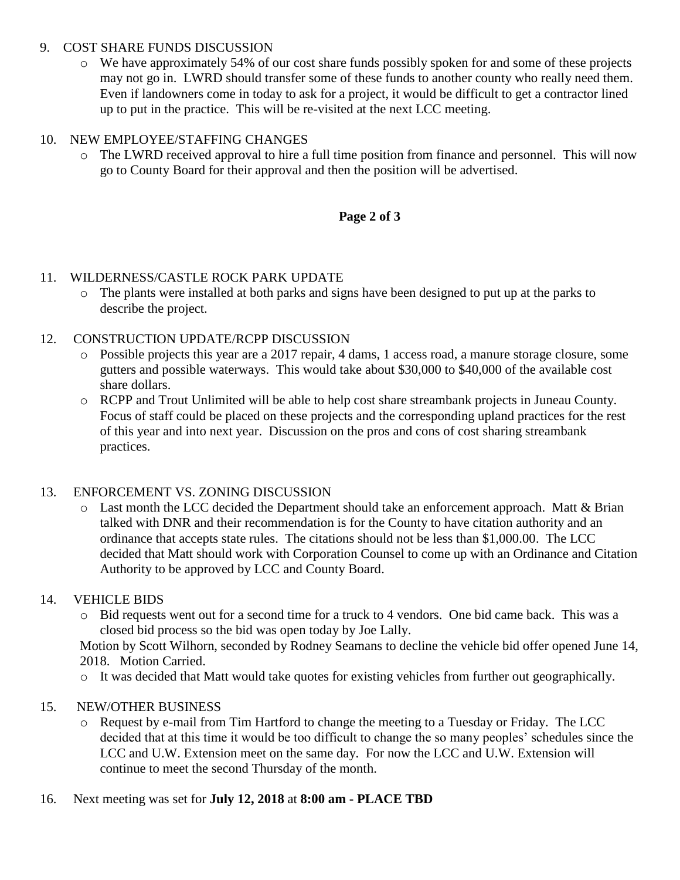9. COST SHARE FUNDS DISCUSSION
   - We have approximately 54% of our cost share funds possibly spoken for and some of these projects may not go in. LWRD should transfer some of these funds to another county who really need them. Even if landowners come in today to ask for a project, it would be difficult to get a contractor lined up to put in the practice. This will be re-visited at the next LCC meeting.

10. NEW EMPLOYEE/STAFFING CHANGES
    - The LWRD received approval to hire a full time position from finance and personnel. This will now go to County Board for their approval and then the position will be advertised.

11. WILDERNESS/CASTLE ROCK PARK UPDATE
    - The plants were installed at both parks and signs have been designed to put up at the parks to describe the project.

12. CONSTRUCTION UPDATE/RCPP DISCUSSION
    - Possible projects this year are a 2017 repair, 4 dams, 1 access road, a manure storage closure, some gutters and possible waterways. This would take about $30,000 to $40,000 of the available cost share dollars.
    - RCPP and Trout Unlimited will be able to help cost share streambank projects in Juneau County. Focus of staff could be placed on these projects and the corresponding upland practices for the rest of this year and into next year. Discussion on the pros and cons of cost sharing streambank practices.

13. ENFORCEMENT VS. ZONING DISCUSSION
    - Last month the LCC decided the Department should take an enforcement approach. Matt & Brian talked with DNR and their recommendation is for the County to have citation authority and an ordinance that accepts state rules. The citations should not be less than $1,000.00. The LCC decided that Matt should work with Corporation Counsel to come up with an Ordinance and Citation Authority to be approved by LCC and County Board.

14. VEHICLE BIDS
    - Bid requests went out for a second time for a truck to 4 vendors. One bid came back. This was a closed bid process so the bid was open today by Joe Lally.

    Motion by Scott Wilhorn, seconded by Rodney Seamans to decline the vehicle bid offer opened June 14, 2018. Motion Carried.

    - It was decided that Matt would take quotes for existing vehicles from further out geographically.

15. NEW/OTHER BUSINESS
    - Request by e-mail from Tim Hartford to change the meeting to a Tuesday or Friday. The LCC decided that at this time it would be too difficult to change the so many peoples' schedules since the LCC and U.W. Extension meet on the same day. For now the LCC and U.W. Extension will continue to meet the second Thursday of the month.

16. Next meeting was set for **July 12, 2018** at **8:00 am - PLACE TBD**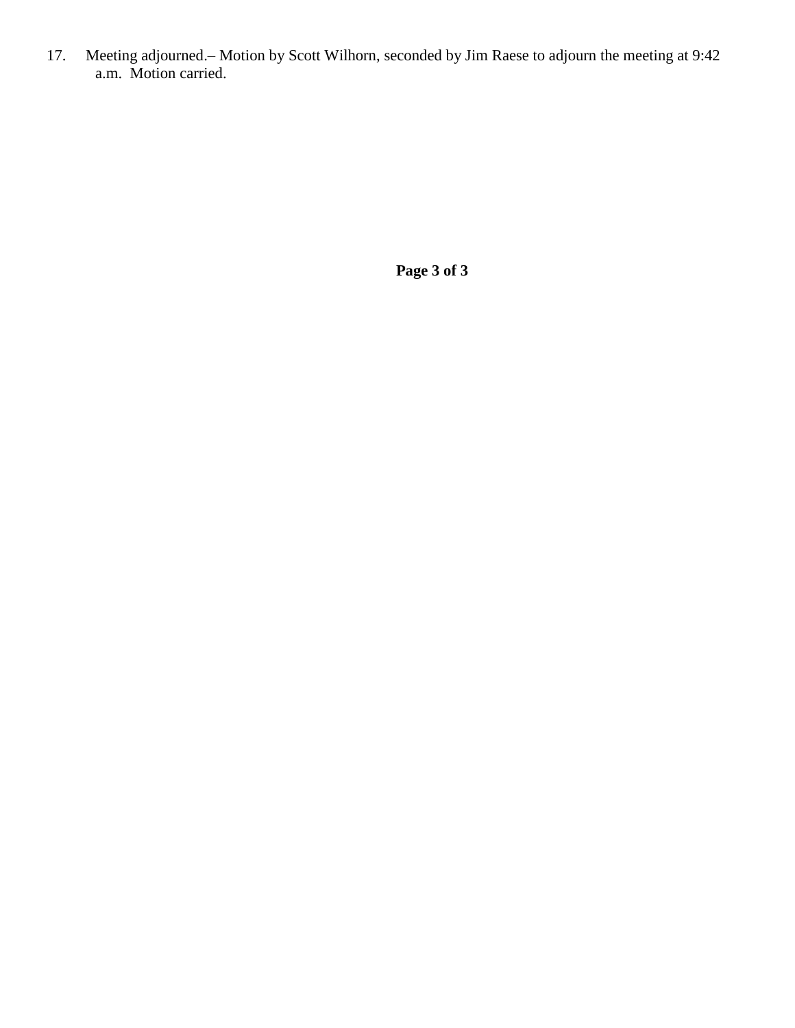17. Meeting adjourned.– Motion by Scott Wilhorn, seconded by Jim Raese to adjourn the meeting at 9:42 a.m. Motion carried.